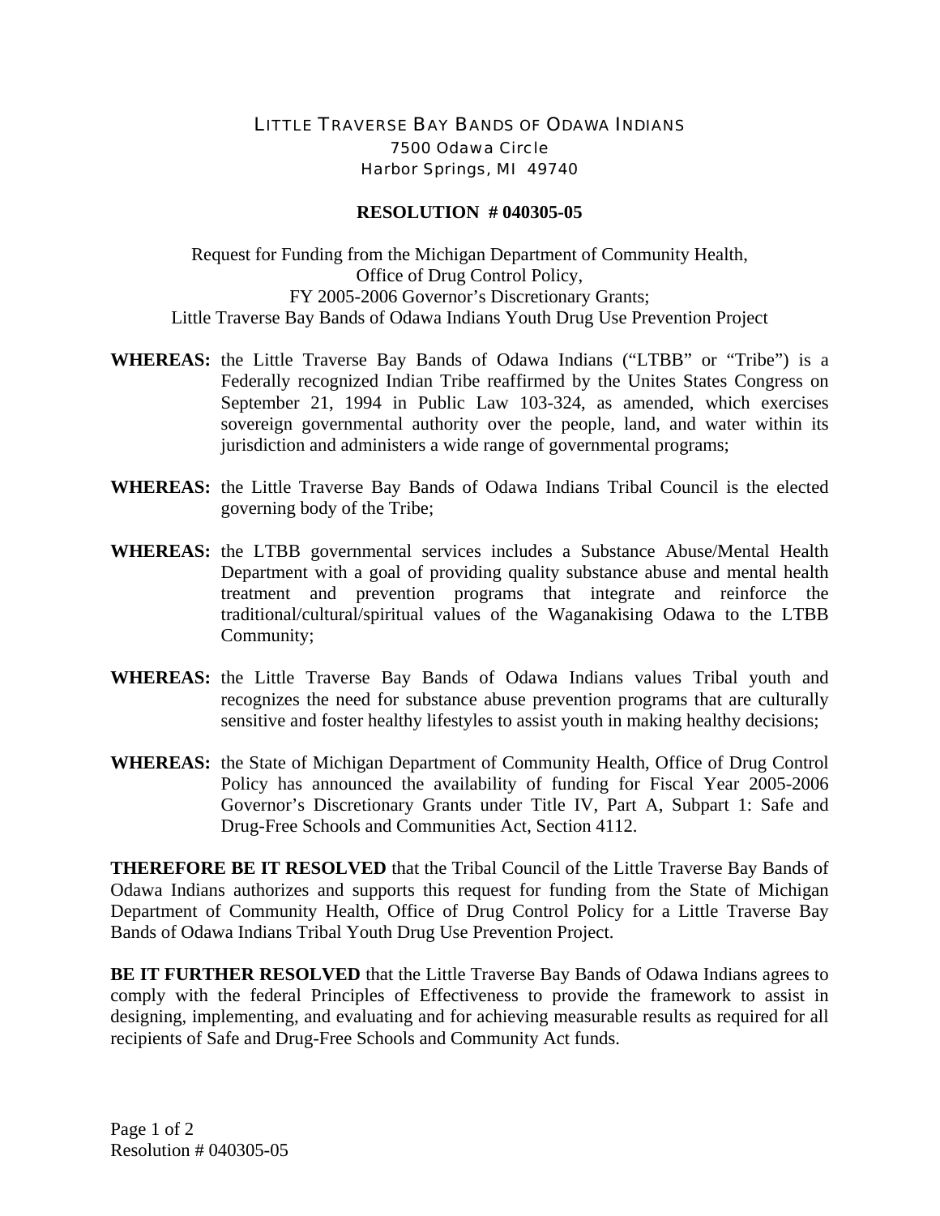LITTLE TRAVERSE BAY BANDS OF ODAWA INDIANS
7500 Odawa Circle
Harbor Springs, MI 49740

**RESOLUTION # 040305-05**

Request for Funding from the Michigan Department of Community Health,
Office of Drug Control Policy,
FY 2005-2006 Governor's Discretionary Grants;
Little Traverse Bay Bands of Odawa Indians Youth Drug Use Prevention Project

**WHEREAS:** the Little Traverse Bay Bands of Odawa Indians ("LTBB" or "Tribe") is a Federally recognized Indian Tribe reaffirmed by the Unites States Congress on September 21, 1994 in Public Law 103-324, as amended, which exercises sovereign governmental authority over the people, land, and water within its jurisdiction and administers a wide range of governmental programs;

**WHEREAS:** the Little Traverse Bay Bands of Odawa Indians Tribal Council is the elected governing body of the Tribe;

**WHEREAS:** the LTBB governmental services includes a Substance Abuse/Mental Health Department with a goal of providing quality substance abuse and mental health treatment and prevention programs that integrate and reinforce the traditional/cultural/spiritual values of the Waganakising Odawa to the LTBB Community;

**WHEREAS:** the Little Traverse Bay Bands of Odawa Indians values Tribal youth and recognizes the need for substance abuse prevention programs that are culturally sensitive and foster healthy lifestyles to assist youth in making healthy decisions;

**WHEREAS:** the State of Michigan Department of Community Health, Office of Drug Control Policy has announced the availability of funding for Fiscal Year 2005-2006 Governor's Discretionary Grants under Title IV, Part A, Subpart 1: Safe and Drug-Free Schools and Communities Act, Section 4112.

**THEREFORE BE IT RESOLVED** that the Tribal Council of the Little Traverse Bay Bands of Odawa Indians authorizes and supports this request for funding from the State of Michigan Department of Community Health, Office of Drug Control Policy for a Little Traverse Bay Bands of Odawa Indians Tribal Youth Drug Use Prevention Project.

**BE IT FURTHER RESOLVED** that the Little Traverse Bay Bands of Odawa Indians agrees to comply with the federal Principles of Effectiveness to provide the framework to assist in designing, implementing, and evaluating and for achieving measurable results as required for all recipients of Safe and Drug-Free Schools and Community Act funds.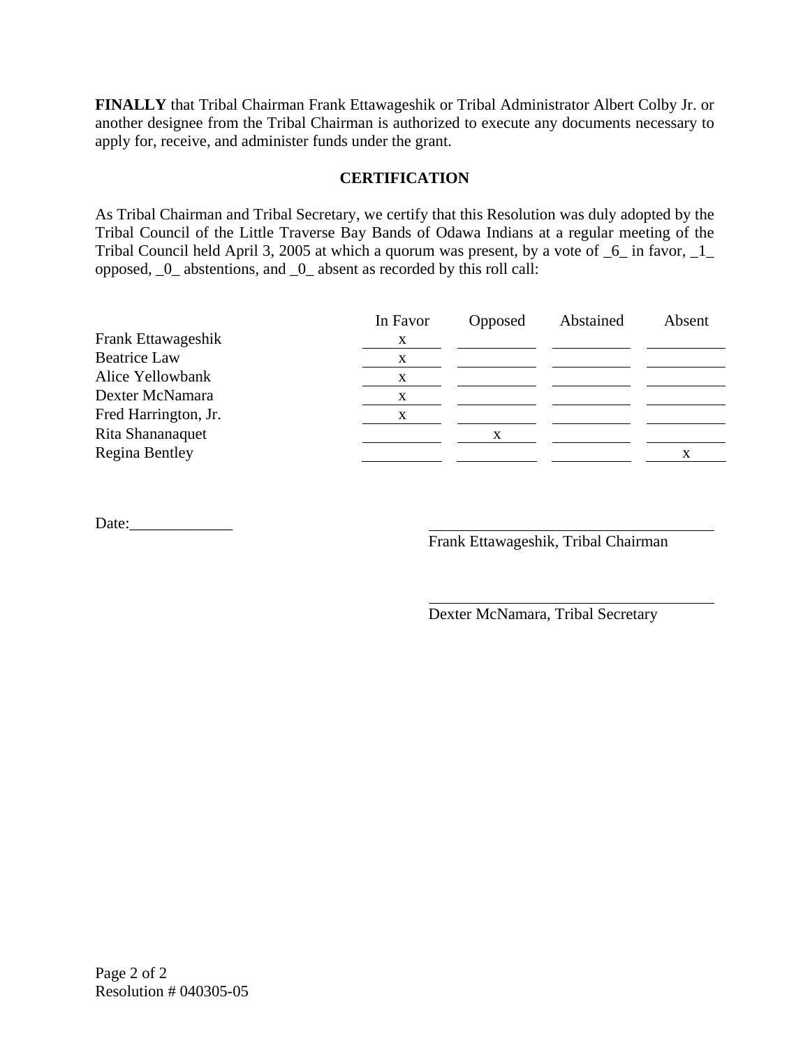**FINALLY** that Tribal Chairman Frank Ettawageshik or Tribal Administrator Albert Colby Jr. or another designee from the Tribal Chairman is authorized to execute any documents necessary to apply for, receive, and administer funds under the grant.

## CERTIFICATION

As Tribal Chairman and Tribal Secretary, we certify that this Resolution was duly adopted by the Tribal Council of the Little Traverse Bay Bands of Odawa Indians at a regular meeting of the Tribal Council held April 3, 2005 at which a quorum was present, by a vote of _6_ in favor, _1_ opposed, _0_ abstentions, and _0_ absent as recorded by this roll call:

| | In Favor | Opposed | Abstained | Absent |
|---|---|---|---|---|
| Frank Ettawageshik | x | | | |
| Beatrice Law | x | | | |
| Alice Yellowbank | x | | | |
| Dexter McNamara | x | | | |
| Fred Harrington, Jr. | x | | | |
| Rita Shananaquet | | x | | |
| Regina Bentley | | | | x |

Date:_____________

_____________________________________
Frank Ettawageshik, Tribal Chairman

_____________________________________
Dexter McNamara, Tribal Secretary

Resolution # 040305-05